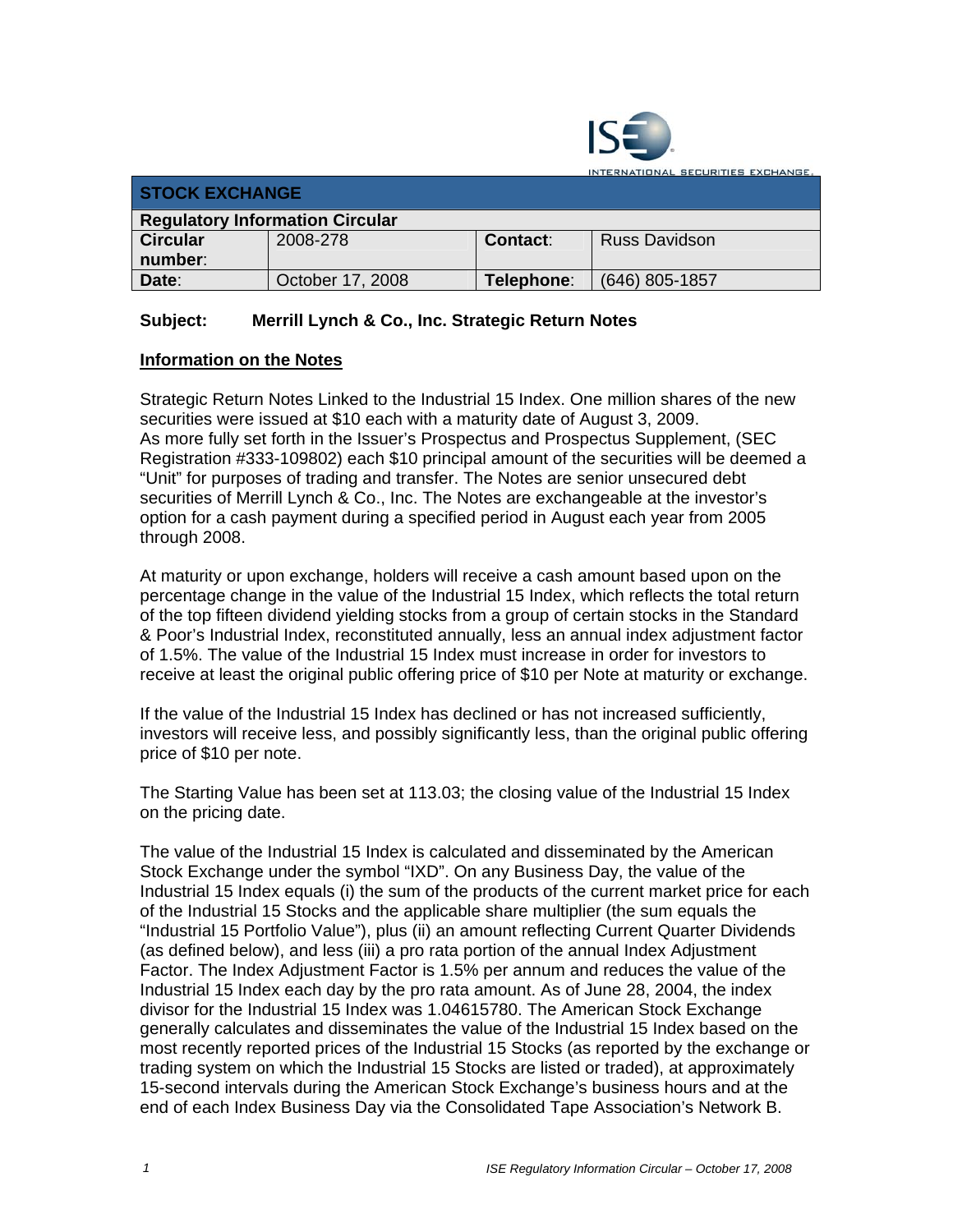INTERNATIONAL SECURITIES EXCHANGE

| STOCK EXCHANGE | | | |
|---|---|---|---|
| **Regulatory Information Circular** | | | |
| **Circular number:** | 2008-278 | **Contact:** | Russ Davidson |
| **Date:** | October 17, 2008 | **Telephone:** | (646) 805-1857 |

**Subject: Merrill Lynch & Co., Inc. Strategic Return Notes**

## Information on the Notes

Strategic Return Notes Linked to the Industrial 15 Index. One million shares of the new securities were issued at $10 each with a maturity date of August 3, 2009. As more fully set forth in the Issuer's Prospectus and Prospectus Supplement, (SEC Registration #333-109802) each $10 principal amount of the securities will be deemed a "Unit" for purposes of trading and transfer. The Notes are senior unsecured debt securities of Merrill Lynch & Co., Inc. The Notes are exchangeable at the investor's option for a cash payment during a specified period in August each year from 2005 through 2008.

At maturity or upon exchange, holders will receive a cash amount based upon on the percentage change in the value of the Industrial 15 Index, which reflects the total return of the top fifteen dividend yielding stocks from a group of certain stocks in the Standard & Poor's Industrial Index, reconstituted annually, less an annual index adjustment factor of 1.5%. The value of the Industrial 15 Index must increase in order for investors to receive at least the original public offering price of $10 per Note at maturity or exchange.

If the value of the Industrial 15 Index has declined or has not increased sufficiently, investors will receive less, and possibly significantly less, than the original public offering price of $10 per note.

The Starting Value has been set at 113.03; the closing value of the Industrial 15 Index on the pricing date.

The value of the Industrial 15 Index is calculated and disseminated by the American Stock Exchange under the symbol "IXD". On any Business Day, the value of the Industrial 15 Index equals (i) the sum of the products of the current market price for each of the Industrial 15 Stocks and the applicable share multiplier (the sum equals the "Industrial 15 Portfolio Value"), plus (ii) an amount reflecting Current Quarter Dividends (as defined below), and less (iii) a pro rata portion of the annual Index Adjustment Factor. The Index Adjustment Factor is 1.5% per annum and reduces the value of the Industrial 15 Index each day by the pro rata amount. As of June 28, 2004, the index divisor for the Industrial 15 Index was 1.04615780. The American Stock Exchange generally calculates and disseminates the value of the Industrial 15 Index based on the most recently reported prices of the Industrial 15 Stocks (as reported by the exchange or trading system on which the Industrial 15 Stocks are listed or traded), at approximately 15-second intervals during the American Stock Exchange's business hours and at the end of each Index Business Day via the Consolidated Tape Association's Network B.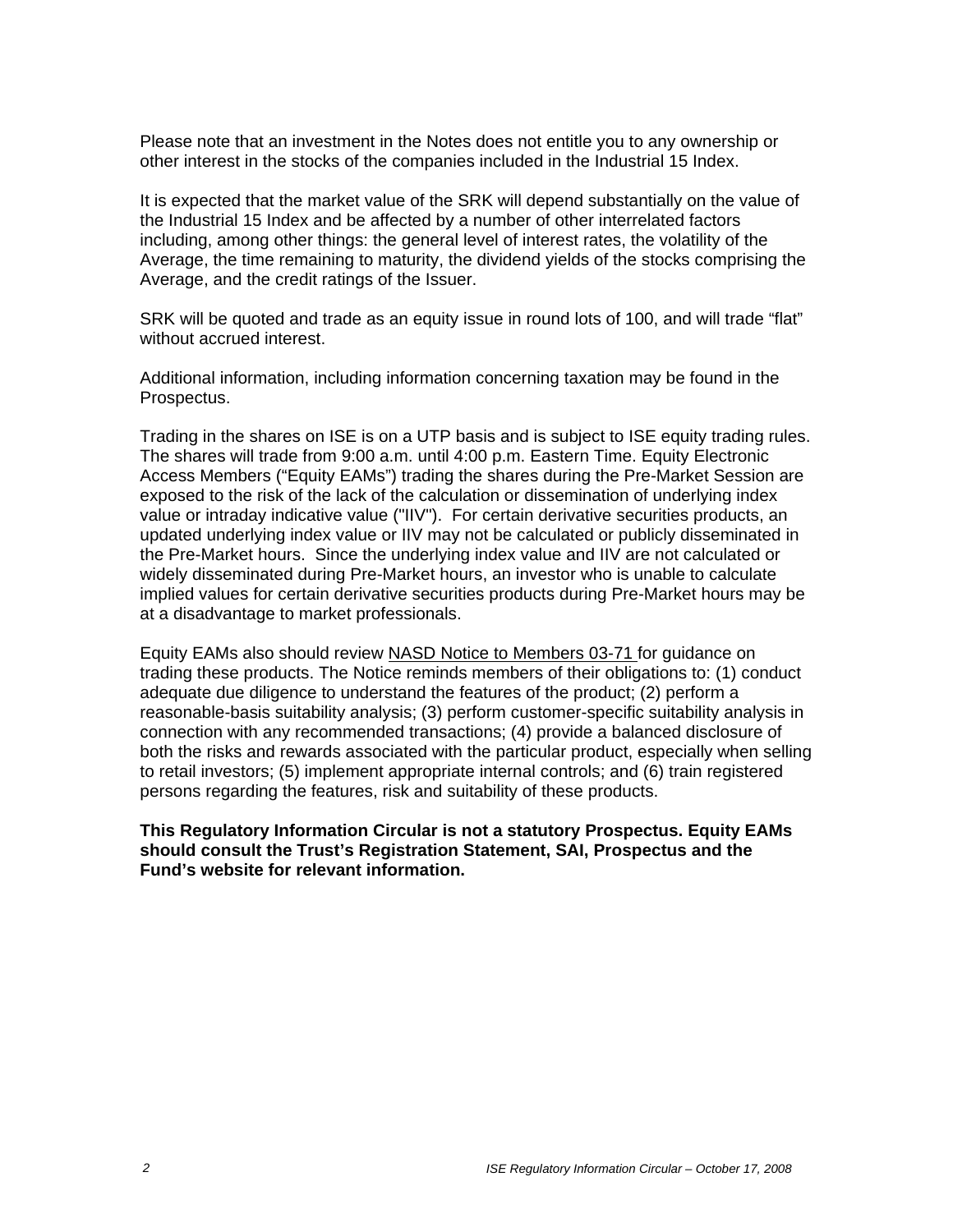Please note that an investment in the Notes does not entitle you to any ownership or other interest in the stocks of the companies included in the Industrial 15 Index.

It is expected that the market value of the SRK will depend substantially on the value of the Industrial 15 Index and be affected by a number of other interrelated factors including, among other things: the general level of interest rates, the volatility of the Average, the time remaining to maturity, the dividend yields of the stocks comprising the Average, and the credit ratings of the Issuer.

SRK will be quoted and trade as an equity issue in round lots of 100, and will trade "flat" without accrued interest.

Additional information, including information concerning taxation may be found in the Prospectus.

Trading in the shares on ISE is on a UTP basis and is subject to ISE equity trading rules. The shares will trade from 9:00 a.m. until 4:00 p.m. Eastern Time. Equity Electronic Access Members ("Equity EAMs") trading the shares during the Pre-Market Session are exposed to the risk of the lack of the calculation or dissemination of underlying index value or intraday indicative value ("IIV"). For certain derivative securities products, an updated underlying index value or IIV may not be calculated or publicly disseminated in the Pre-Market hours. Since the underlying index value and IIV are not calculated or widely disseminated during Pre-Market hours, an investor who is unable to calculate implied values for certain derivative securities products during Pre-Market hours may be at a disadvantage to market professionals.

Equity EAMs also should review NASD Notice to Members 03-71 for guidance on trading these products. The Notice reminds members of their obligations to: (1) conduct adequate due diligence to understand the features of the product; (2) perform a reasonable-basis suitability analysis; (3) perform customer-specific suitability analysis in connection with any recommended transactions; (4) provide a balanced disclosure of both the risks and rewards associated with the particular product, especially when selling to retail investors; (5) implement appropriate internal controls; and (6) train registered persons regarding the features, risk and suitability of these products.

**This Regulatory Information Circular is not a statutory Prospectus. Equity EAMs should consult the Trust's Registration Statement, SAI, Prospectus and the Fund's website for relevant information.**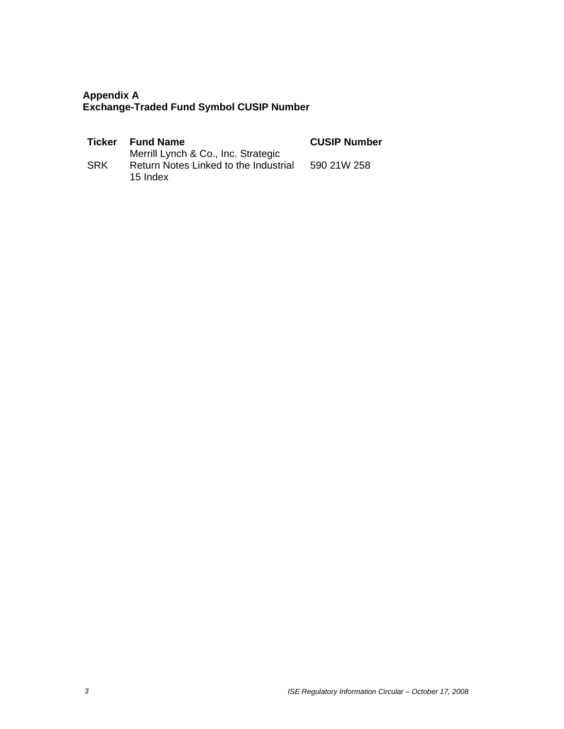**Appendix A**
**Exchange-Traded Fund Symbol CUSIP Number**

| Ticker | Fund Name | CUSIP Number |
|---|---|---|
| SRK | Merrill Lynch & Co., Inc. Strategic Return Notes Linked to the Industrial 15 Index | 590 21W 258 |